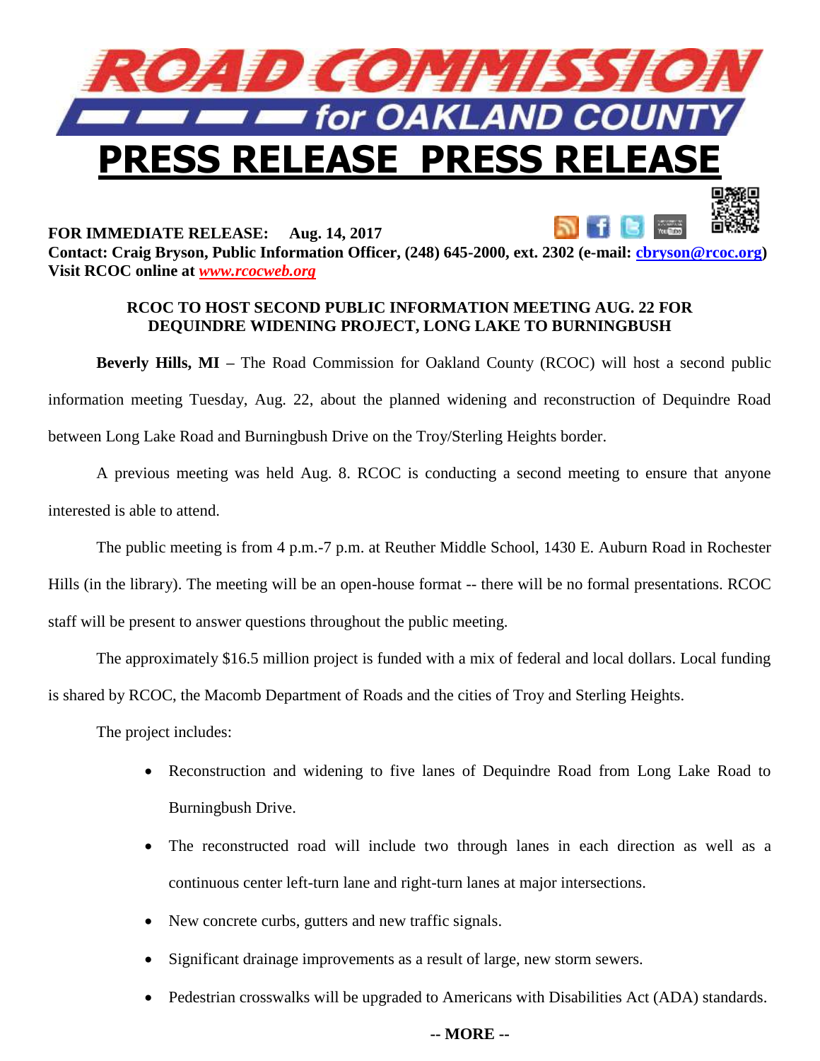# ROAD COMMISSION for OAKLAND COUNTY

# PRESS RELEASE PRESS RELEASE

**FOR IMMEDIATE RELEASE: Aug. 14, 2017**
**Contact: Craig Bryson, Public Information Officer, (248) 645-2000, ext. 2302 (e-mail: cbryson@rcoc.org)**
**Visit RCOC online at *www.rcocweb.org***

**RCOC TO HOST SECOND PUBLIC INFORMATION MEETING AUG. 22 FOR DEQUINDRE WIDENING PROJECT, LONG LAKE TO BURNINGBUSH**

**Beverly Hills, MI –** The Road Commission for Oakland County (RCOC) will host a second public information meeting Tuesday, Aug. 22, about the planned widening and reconstruction of Dequindre Road between Long Lake Road and Burningbush Drive on the Troy/Sterling Heights border.

A previous meeting was held Aug. 8. RCOC is conducting a second meeting to ensure that anyone interested is able to attend.

The public meeting is from 4 p.m.-7 p.m. at Reuther Middle School, 1430 E. Auburn Road in Rochester Hills (in the library). The meeting will be an open-house format -- there will be no formal presentations. RCOC staff will be present to answer questions throughout the public meeting.

The approximately $16.5 million project is funded with a mix of federal and local dollars. Local funding is shared by RCOC, the Macomb Department of Roads and the cities of Troy and Sterling Heights.

The project includes:

- Reconstruction and widening to five lanes of Dequindre Road from Long Lake Road to Burningbush Drive.
- The reconstructed road will include two through lanes in each direction as well as a continuous center left-turn lane and right-turn lanes at major intersections.
- New concrete curbs, gutters and new traffic signals.
- Significant drainage improvements as a result of large, new storm sewers.
- Pedestrian crosswalks will be upgraded to Americans with Disabilities Act (ADA) standards.

**-- MORE --**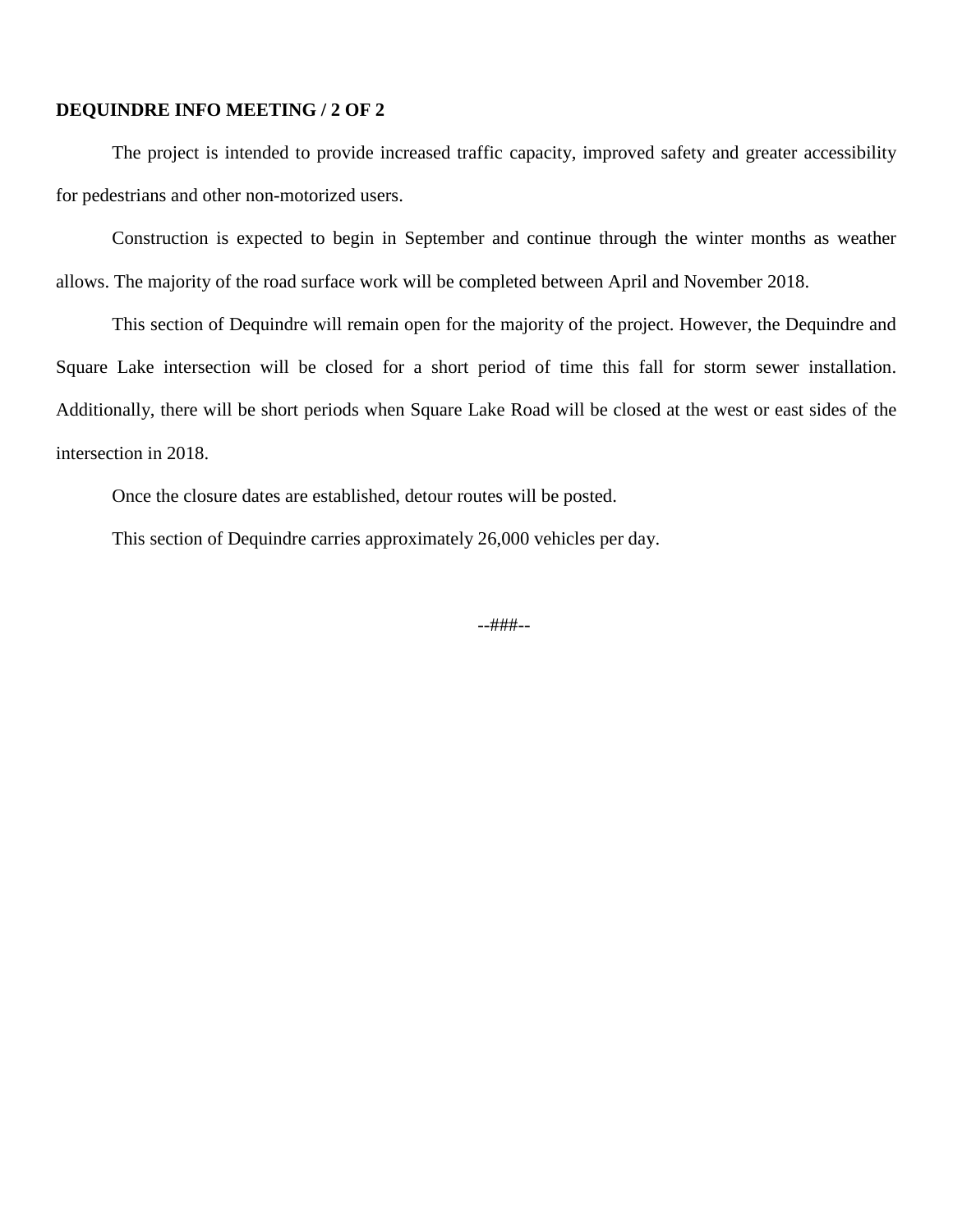The project is intended to provide increased traffic capacity, improved safety and greater accessibility for pedestrians and other non-motorized users.

Construction is expected to begin in September and continue through the winter months as weather allows. The majority of the road surface work will be completed between April and November 2018.

This section of Dequindre will remain open for the majority of the project. However, the Dequindre and Square Lake intersection will be closed for a short period of time this fall for storm sewer installation. Additionally, there will be short periods when Square Lake Road will be closed at the west or east sides of the intersection in 2018.

Once the closure dates are established, detour routes will be posted.

This section of Dequindre carries approximately 26,000 vehicles per day.

--###--